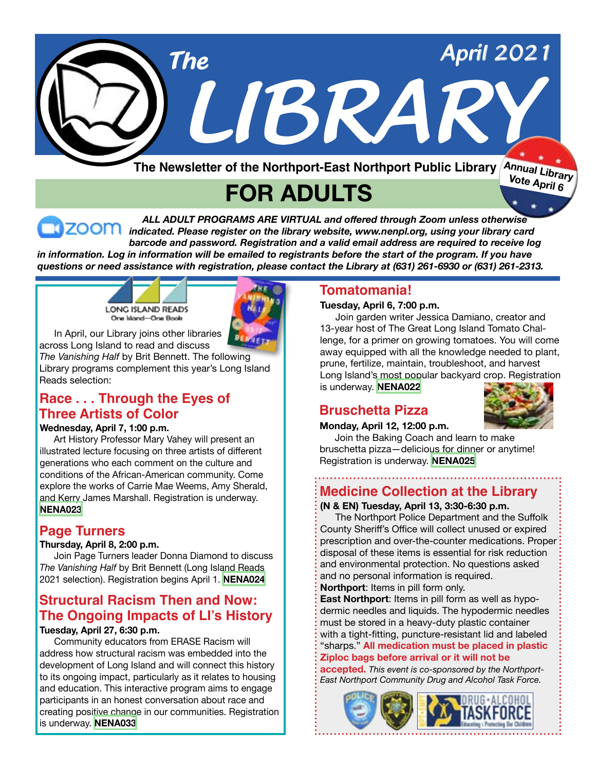# The LIBRARY

April 2021

The Newsletter of the Northport-East Northport Public Library

Annual Library Vote April 6

## FOR ADULTS

***ALL ADULT PROGRAMS ARE VIRTUAL and offered through Zoom unless otherwise indicated. Please register on the library website, www.nenpl.org, using your library card barcode and password. Registration and a valid email address are required to receive log in information. Log in information will be emailed to registrants before the start of the program. If you have questions or need assistance with registration, please contact the Library at (631) 261-6930 or (631) 261-2313.***

LONG ISLAND READS
One Island—One Book

In April, our Library joins other libraries across Long Island to read and discuss *The Vanishing Half* by Brit Bennett. The following Library programs complement this year's Long Island Reads selection:

### Race . . . Through the Eyes of Three Artists of Color

**Wednesday, April 7, 1:00 p.m.**

Art History Professor Mary Vahey will present an illustrated lecture focusing on three artists of different generations who each comment on the culture and conditions of the African-American community. Come explore the works of Carrie Mae Weems, Amy Sherald, and Kerry James Marshall. Registration is underway. **NENA023**

### Page Turners

**Thursday, April 8, 2:00 p.m.**

Join Page Turners leader Donna Diamond to discuss *The Vanishing Half* by Brit Bennett (Long Island Reads 2021 selection). Registration begins April 1. **NENA024**

### Structural Racism Then and Now: The Ongoing Impacts of LI's History

**Tuesday, April 27, 6:30 p.m.**

Community educators from ERASE Racism will address how structural racism was embedded into the development of Long Island and will connect this history to its ongoing impact, particularly as it relates to housing and education. This interactive program aims to engage participants in an honest conversation about race and creating positive change in our communities. Registration is underway. **NENA033**

### Tomatomania!

**Tuesday, April 6, 7:00 p.m.**

Join garden writer Jessica Damiano, creator and 13-year host of The Great Long Island Tomato Challenge, for a primer on growing tomatoes. You will come away equipped with all the knowledge needed to plant, prune, fertilize, maintain, troubleshoot, and harvest Long Island's most popular backyard crop. Registration is underway. **NENA022**

### Bruschetta Pizza

**Monday, April 12, 12:00 p.m.**

Join the Baking Coach and learn to make bruschetta pizza—delicious for dinner or anytime! Registration is underway. **NENA025**

### Medicine Collection at the Library

**(N & EN) Tuesday, April 13, 3:30-6:30 p.m.**

The Northport Police Department and the Suffolk County Sheriff's Office will collect unused or expired prescription and over-the-counter medications. Proper disposal of these items is essential for risk reduction and environmental protection. No questions asked and no personal information is required.

**Northport**: Items in pill form only.

**East Northport**: Items in pill form as well as hypodermic needles and liquids. The hypodermic needles must be stored in a heavy-duty plastic container with a tight-fitting, puncture-resistant lid and labeled "sharps." **All medication must be placed in plastic Ziploc bags before arrival or it will not be accepted.** *This event is co-sponsored by the Northport-East Northport Community Drug and Alcohol Task Force.*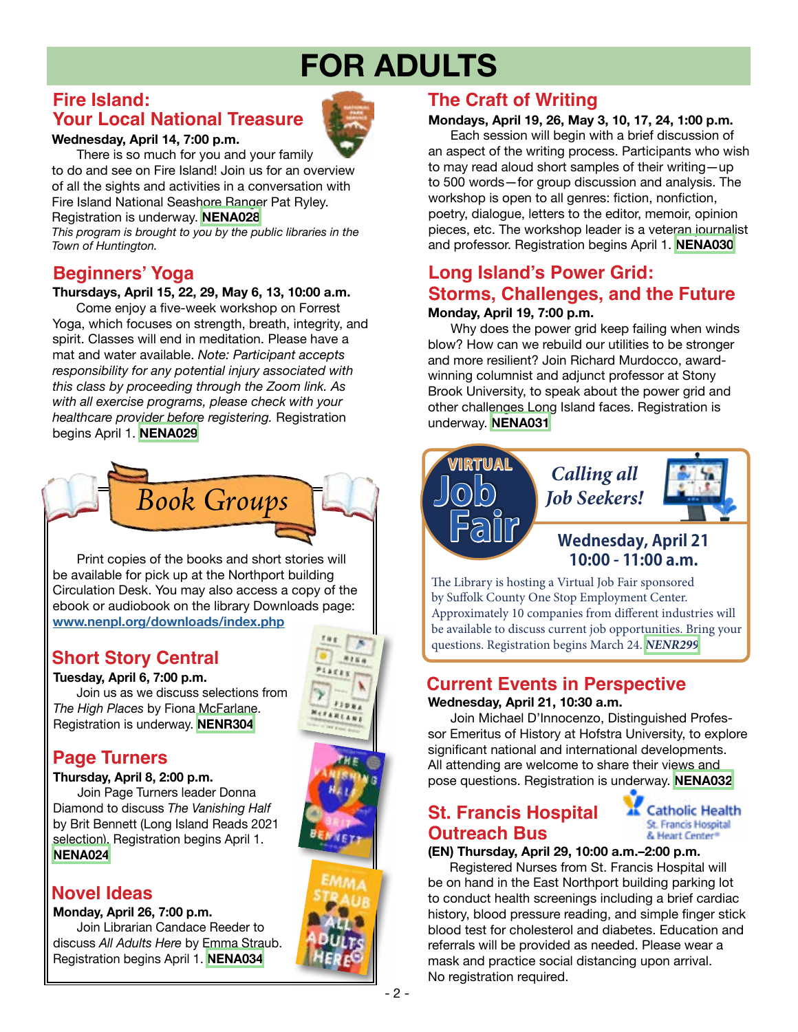# FOR ADULTS

## Fire Island: Your Local National Treasure

**Wednesday, April 14, 7:00 p.m.**

There is so much for you and your family to do and see on Fire Island! Join us for an overview of all the sights and activities in a conversation with Fire Island National Seashore Ranger Pat Ryley. Registration is underway. **NENA028**

*This program is brought to you by the public libraries in the Town of Huntington.*

## Beginners' Yoga

**Thursdays, April 15, 22, 29, May 6, 13, 10:00 a.m.**

Come enjoy a five-week workshop on Forrest Yoga, which focuses on strength, breath, integrity, and spirit. Classes will end in meditation. Please have a mat and water available. *Note: Participant accepts responsibility for any potential injury associated with this class by proceeding through the Zoom link. As with all exercise programs, please check with your healthcare provider before registering.* Registration begins April 1. **NENA029**

## Book Groups

Print copies of the books and short stories will be available for pick up at the Northport building Circulation Desk. You may also access a copy of the ebook or audiobook on the library Downloads page: www.nenpl.org/downloads/index.php

### Short Story Central

**Tuesday, April 6, 7:00 p.m.**

Join us as we discuss selections from *The High Places* by Fiona McFarlane. Registration is underway. **NENR304**

### Page Turners

**Thursday, April 8, 2:00 p.m.**

Join Page Turners leader Donna Diamond to discuss *The Vanishing Half* by Brit Bennett (Long Island Reads 2021 selection). Registration begins April 1. **NENA024**

### Novel Ideas

**Monday, April 26, 7:00 p.m.**

Join Librarian Candace Reeder to discuss *All Adults Here* by Emma Straub. Registration begins April 1. **NENA034**

## The Craft of Writing

**Mondays, April 19, 26, May 3, 10, 17, 24, 1:00 p.m.**

Each session will begin with a brief discussion of an aspect of the writing process. Participants who wish to may read aloud short samples of their writing—up to 500 words—for group discussion and analysis. The workshop is open to all genres: fiction, nonfiction, poetry, dialogue, letters to the editor, memoir, opinion pieces, etc. The workshop leader is a veteran journalist and professor. Registration begins April 1. **NENA030**

## Long Island's Power Grid: Storms, Challenges, and the Future

**Monday, April 19, 7:00 p.m.**

Why does the power grid keep failing when winds blow? How can we rebuild our utilities to be stronger and more resilient? Join Richard Murdocco, award-winning columnist and adjunct professor at Stony Brook University, to speak about the power grid and other challenges Long Island faces. Registration is underway. **NENA031**

## Virtual Job Fair

*Calling all Job Seekers!*

**Wednesday, April 21, 10:00 - 11:00 a.m.**

The Library is hosting a Virtual Job Fair sponsored by Suffolk County One Stop Employment Center. Approximately 10 companies from different industries will be available to discuss current job opportunities. Bring your questions. Registration begins March 24. ***NENR299***

## Current Events in Perspective

**Wednesday, April 21, 10:30 a.m.**

Join Michael D'Innocenzo, Distinguished Professor Emeritus of History at Hofstra University, to explore significant national and international developments. All attending are welcome to share their views and pose questions. Registration is underway. **NENA032**

## St. Francis Hospital Outreach Bus

Catholic Health St. Francis Hospital & Heart Center

**(EN) Thursday, April 29, 10:00 a.m.–2:00 p.m.**

Registered Nurses from St. Francis Hospital will be on hand in the East Northport building parking lot to conduct health screenings including a brief cardiac history, blood pressure reading, and simple finger stick blood test for cholesterol and diabetes. Education and referrals will be provided as needed. Please wear a mask and practice social distancing upon arrival. No registration required.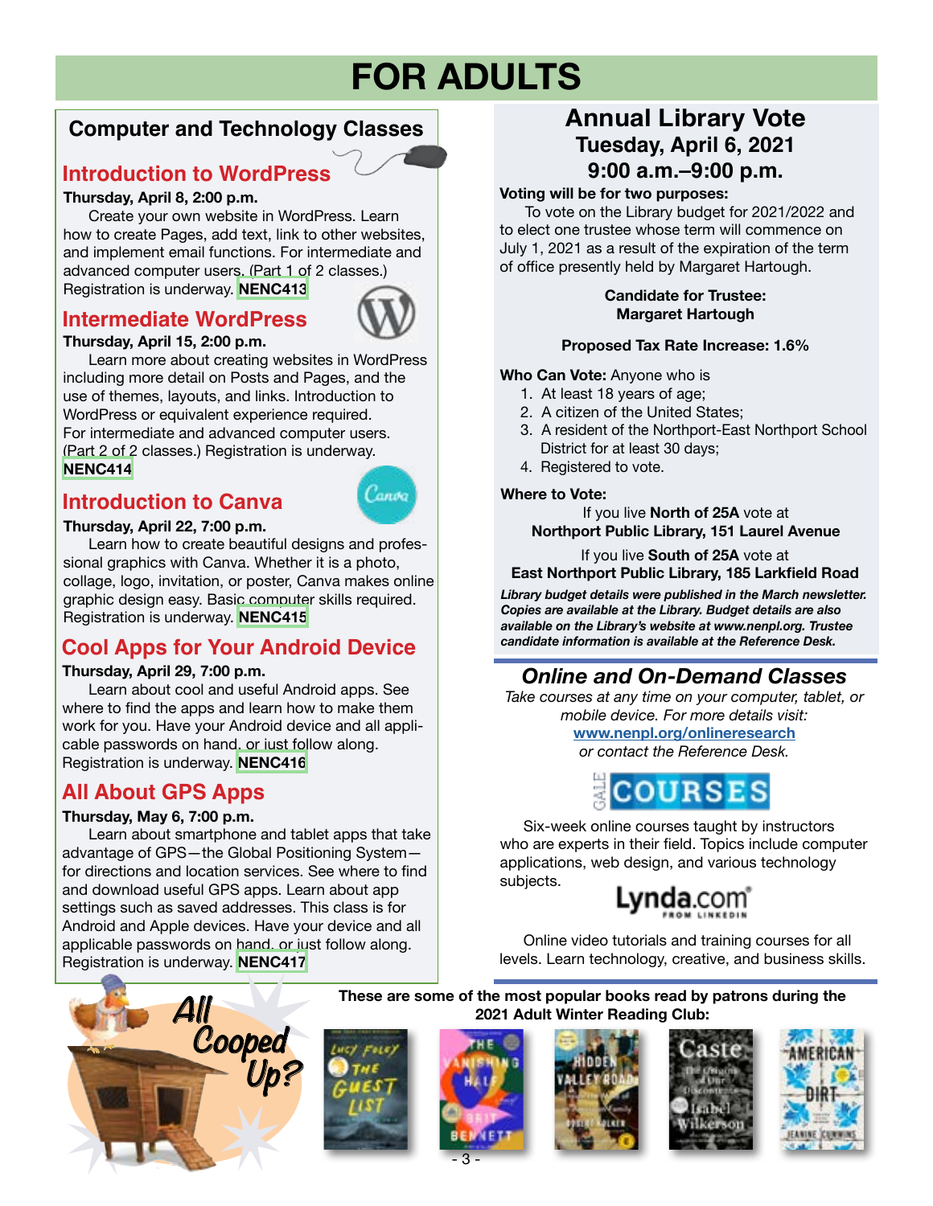# FOR ADULTS

## Computer and Technology Classes

### Introduction to WordPress

**Thursday, April 8, 2:00 p.m.**

Create your own website in WordPress. Learn how to create Pages, add text, link to other websites, and implement email functions. For intermediate and advanced computer users. (Part 1 of 2 classes.) Registration is underway. **NENC413**

### Intermediate WordPress

**Thursday, April 15, 2:00 p.m.**

Learn more about creating websites in WordPress including more detail on Posts and Pages, and the use of themes, layouts, and links. Introduction to WordPress or equivalent experience required. For intermediate and advanced computer users. (Part 2 of 2 classes.) Registration is underway. **NENC414**

### Introduction to Canva

**Thursday, April 22, 7:00 p.m.**

Learn how to create beautiful designs and professional graphics with Canva. Whether it is a photo, collage, logo, invitation, or poster, Canva makes online graphic design easy. Basic computer skills required. Registration is underway. **NENC415**

### Cool Apps for Your Android Device

**Thursday, April 29, 7:00 p.m.**

Learn about cool and useful Android apps. See where to find the apps and learn how to make them work for you. Have your Android device and all applicable passwords on hand, or just follow along. Registration is underway. **NENC416**

### All About GPS Apps

**Thursday, May 6, 7:00 p.m.**

Learn about smartphone and tablet apps that take advantage of GPS—the Global Positioning System—for directions and location services. See where to find and download useful GPS apps. Learn about app settings such as saved addresses. This class is for Android and Apple devices. Have your device and all applicable passwords on hand, or just follow along. Registration is underway. **NENC417**

## Annual Library Vote

### Tuesday, April 6, 2021
### 9:00 a.m.–9:00 p.m.

**Voting will be for two purposes:**

To vote on the Library budget for 2021/2022 and to elect one trustee whose term will commence on July 1, 2021 as a result of the expiration of the term of office presently held by Margaret Hartough.

**Candidate for Trustee:**
**Margaret Hartough**

**Proposed Tax Rate Increase: 1.6%**

**Who Can Vote:** Anyone who is

1. At least 18 years of age;
2. A citizen of the United States;
3. A resident of the Northport-East Northport School District for at least 30 days;
4. Registered to vote.

**Where to Vote:**

If you live **North of 25A** vote at
**Northport Public Library, 151 Laurel Avenue**

If you live **South of 25A** vote at
**East Northport Public Library, 185 Larkfield Road**

***Library budget details were published in the March newsletter. Copies are available at the Library. Budget details are also available on the Library's website at www.nenpl.org. Trustee candidate information is available at the Reference Desk.***

## *Online and On-Demand Classes*

*Take courses at any time on your computer, tablet, or mobile device. For more details visit:*
**www.nenpl.org/onlineresearch**
*or contact the Reference Desk.*

**GALE COURSES**

Six-week online courses taught by instructors who are experts in their field. Topics include computer applications, web design, and various technology subjects.

**Lynda.com FROM LINKEDIN**

Online video tutorials and training courses for all levels. Learn technology, creative, and business skills.

**All Cooped Up?**

**These are some of the most popular books read by patrons during the 2021 Adult Winter Reading Club:**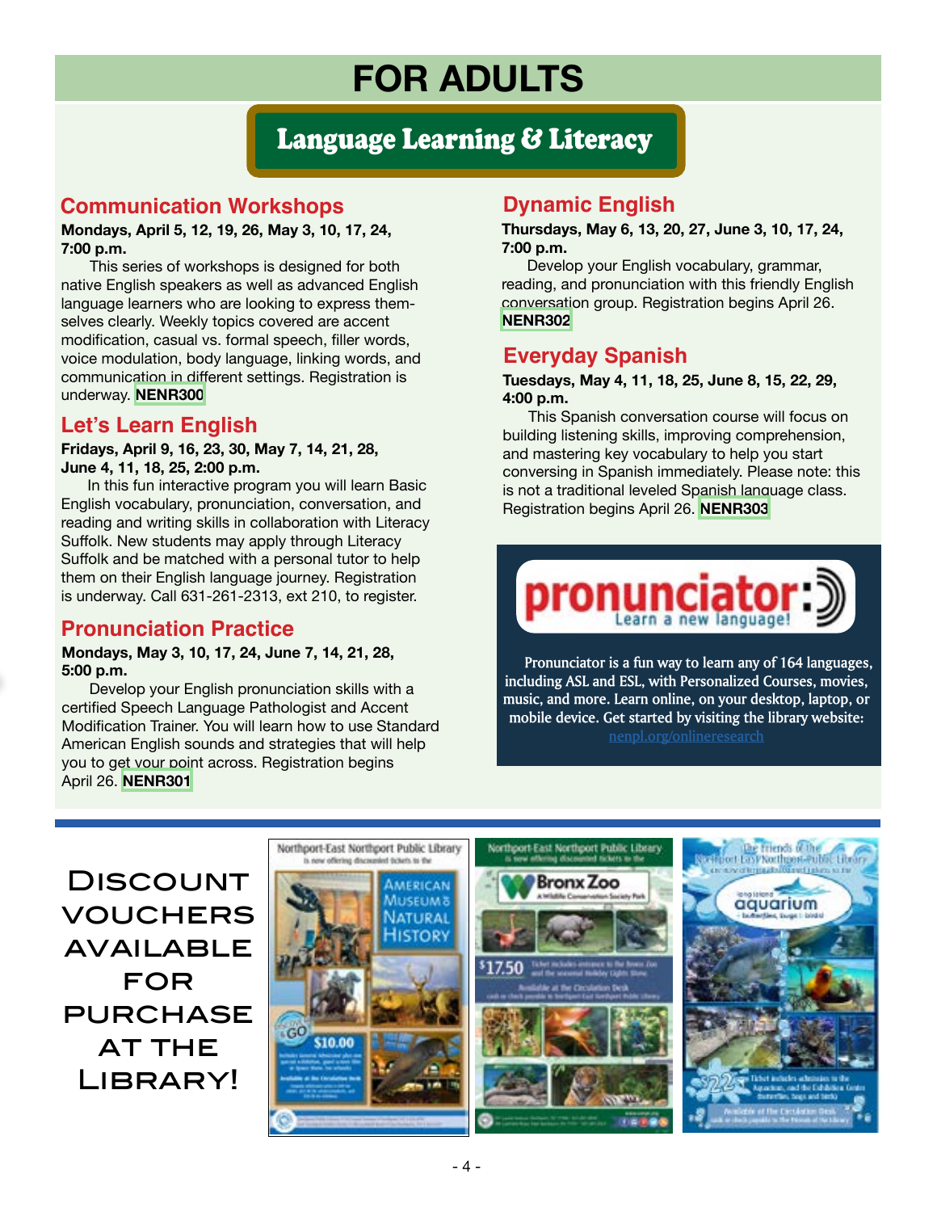# FOR ADULTS

## Language Learning & Literacy

### Communication Workshops

**Mondays, April 5, 12, 19, 26, May 3, 10, 17, 24, 7:00 p.m.**

This series of workshops is designed for both native English speakers as well as advanced English language learners who are looking to express themselves clearly. Weekly topics covered are accent modification, casual vs. formal speech, filler words, voice modulation, body language, linking words, and communication in different settings. Registration is underway. **NENR300**

### Let's Learn English

**Fridays, April 9, 16, 23, 30, May 7, 14, 21, 28, June 4, 11, 18, 25, 2:00 p.m.**

In this fun interactive program you will learn Basic English vocabulary, pronunciation, conversation, and reading and writing skills in collaboration with Literacy Suffolk. New students may apply through Literacy Suffolk and be matched with a personal tutor to help them on their English language journey. Registration is underway. Call 631-261-2313, ext 210, to register.

### Pronunciation Practice

**Mondays, May 3, 10, 17, 24, June 7, 14, 21, 28, 5:00 p.m.**

Develop your English pronunciation skills with a certified Speech Language Pathologist and Accent Modification Trainer. You will learn how to use Standard American English sounds and strategies that will help you to get your point across. Registration begins April 26. **NENR301**

### Dynamic English

**Thursdays, May 6, 13, 20, 27, June 3, 10, 17, 24, 7:00 p.m.**

Develop your English vocabulary, grammar, reading, and pronunciation with this friendly English conversation group. Registration begins April 26. **NENR302**

### Everyday Spanish

**Tuesdays, May 4, 11, 18, 25, June 8, 15, 22, 29, 4:00 p.m.**

This Spanish conversation course will focus on building listening skills, improving comprehension, and mastering key vocabulary to help you start conversing in Spanish immediately. Please note: this is not a traditional leveled Spanish language class. Registration begins April 26. **NENR303**

**pronunciator** Learn a new language!

Pronunciator is a fun way to learn any of 164 languages, including ASL and ESL, with Personalized Courses, movies, music, and more. Learn online, on your desktop, laptop, or mobile device. Get started by visiting the library website: nenpl.org/onlineresearch

## Discount Vouchers Available for Purchase at the Library!

**American Museum of Natural History** — $10.00

**Bronx Zoo** — $17.50

**Long Island Aquarium** — $22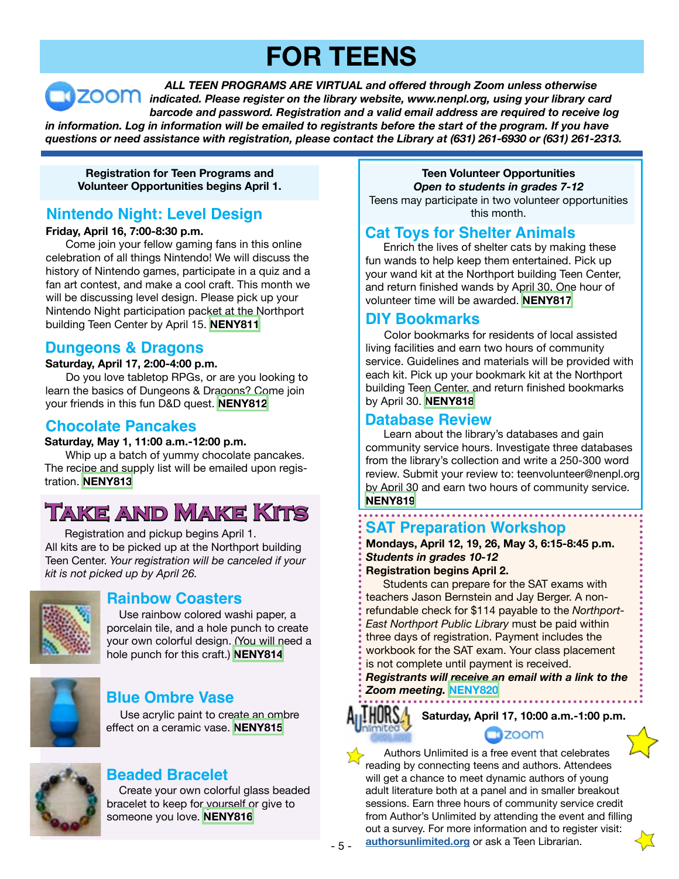# FOR TEENS

***ALL TEEN PROGRAMS ARE VIRTUAL and offered through Zoom unless otherwise indicated. Please register on the library website, www.nenpl.org, using your library card barcode and password. Registration and a valid email address are required to receive log in information. Log in information will be emailed to registrants before the start of the program. If you have questions or need assistance with registration, please contact the Library at (631) 261-6930 or (631) 261-2313.***

**Registration for Teen Programs and Volunteer Opportunities begins April 1.**

## Nintendo Night: Level Design

**Friday, April 16, 7:00-8:30 p.m.**

Come join your fellow gaming fans in this online celebration of all things Nintendo! We will discuss the history of Nintendo games, participate in a quiz and a fan art contest, and make a cool craft. This month we will be discussing level design. Please pick up your Nintendo Night participation packet at the Northport building Teen Center by April 15. **NENY811**

## Dungeons & Dragons

**Saturday, April 17, 2:00-4:00 p.m.**

Do you love tabletop RPGs, or are you looking to learn the basics of Dungeons & Dragons? Come join your friends in this fun D&D quest. **NENY812**

## Chocolate Pancakes

**Saturday, May 1, 11:00 a.m.-12:00 p.m.**

Whip up a batch of yummy chocolate pancakes. The recipe and supply list will be emailed upon registration. **NENY813**

## Take and Make Kits

Registration and pickup begins April 1. All kits are to be picked up at the Northport building Teen Center. *Your registration will be canceled if your kit is not picked up by April 26.*

### Rainbow Coasters

Use rainbow colored washi paper, a porcelain tile, and a hole punch to create your own colorful design. (You will need a hole punch for this craft.) **NENY814**

### Blue Ombre Vase

Use acrylic paint to create an ombre effect on a ceramic vase. **NENY815**

### Beaded Bracelet

Create your own colorful glass beaded bracelet to keep for yourself or give to someone you love. **NENY816**

**Teen Volunteer Opportunities**
***Open to students in grades 7-12***
Teens may participate in two volunteer opportunities this month.

## Cat Toys for Shelter Animals

Enrich the lives of shelter cats by making these fun wands to help keep them entertained. Pick up your wand kit at the Northport building Teen Center, and return finished wands by April 30. One hour of volunteer time will be awarded. **NENY817**

## DIY Bookmarks

Color bookmarks for residents of local assisted living facilities and earn two hours of community service. Guidelines and materials will be provided with each kit. Pick up your bookmark kit at the Northport building Teen Center, and return finished bookmarks by April 30. **NENY818**

## Database Review

Learn about the library's databases and gain community service hours. Investigate three databases from the library's collection and write a 250-300 word review. Submit your review to: teenvolunteer@nenpl.org by April 30 and earn two hours of community service. **NENY819**

## SAT Preparation Workshop

**Mondays, April 12, 19, 26, May 3, 6:15-8:45 p.m.**
***Students in grades 10-12***
**Registration begins April 2.**

Students can prepare for the SAT exams with teachers Jason Bernstein and Jay Berger. A non-refundable check for $114 payable to the *Northport-East Northport Public Library* must be paid within three days of registration. Payment includes the workbook for the SAT exam. Your class placement is not complete until payment is received. ***Registrants will receive an email with a link to the Zoom meeting.*** **NENY820**

## Authors Unlimited

**Saturday, April 17, 10:00 a.m.-1:00 p.m.**

Authors Unlimited is a free event that celebrates reading by connecting teens and authors. Attendees will get a chance to meet dynamic authors of young adult literature both at a panel and in smaller breakout sessions. Earn three hours of community service credit from Author's Unlimited by attending the event and filling out a survey. For more information and to register visit: **authorsunlimited.org** or ask a Teen Librarian.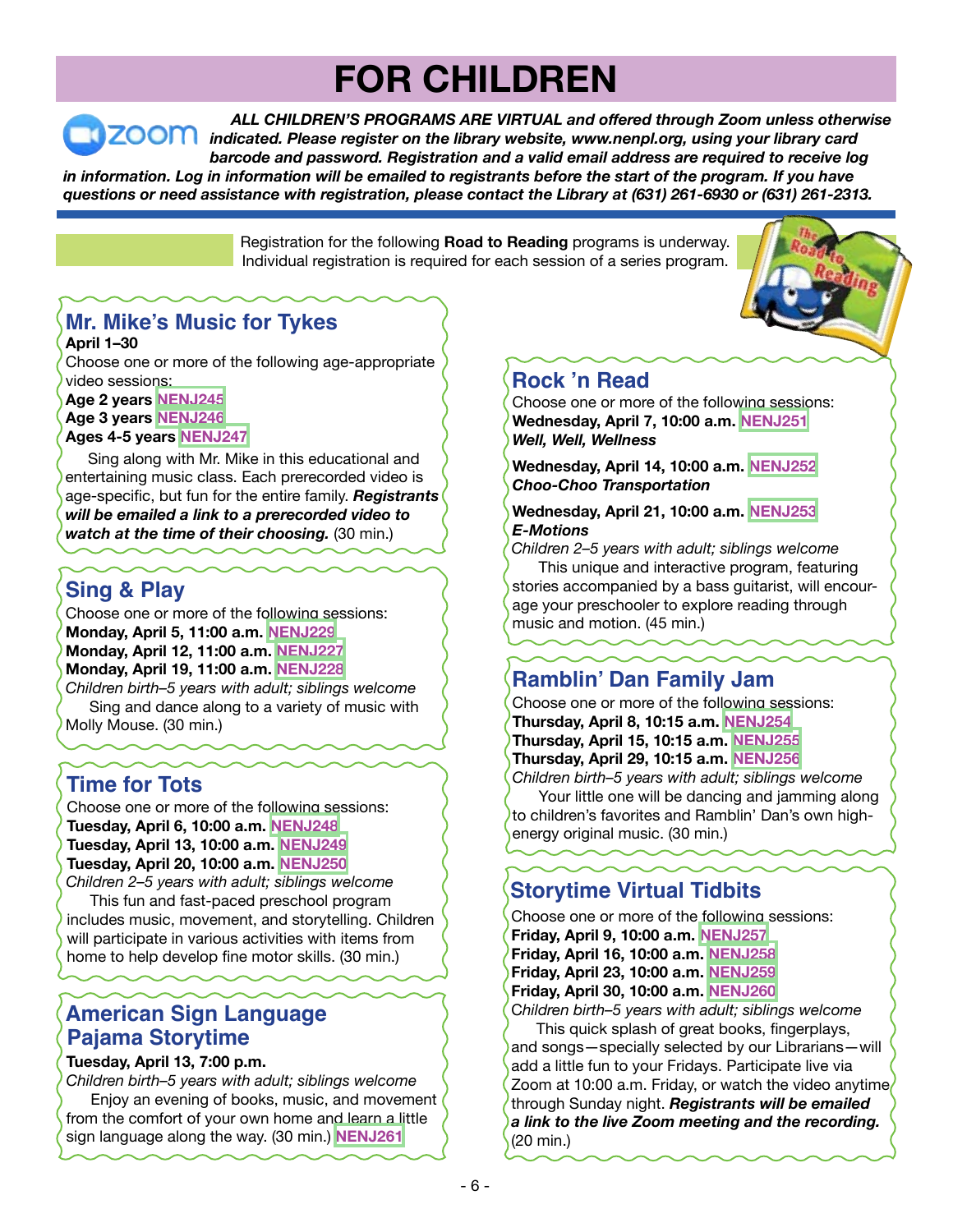# FOR CHILDREN

***ALL CHILDREN'S PROGRAMS ARE VIRTUAL and offered through Zoom unless otherwise indicated. Please register on the library website, www.nenpl.org, using your library card barcode and password. Registration and a valid email address are required to receive log in information. Log in information will be emailed to registrants before the start of the program. If you have questions or need assistance with registration, please contact the Library at (631) 261-6930 or (631) 261-2313.***

Registration for the following **Road to Reading** programs is underway. Individual registration is required for each session of a series program.

## Mr. Mike's Music for Tykes

**April 1–30**

Choose one or more of the following age-appropriate video sessions:

**Age 2 years** NENJ245
**Age 3 years** NENJ246
**Ages 4-5 years** NENJ247

Sing along with Mr. Mike in this educational and entertaining music class. Each prerecorded video is age-specific, but fun for the entire family. ***Registrants will be emailed a link to a prerecorded video to watch at the time of their choosing.*** (30 min.)

## Sing & Play

Choose one or more of the following sessions:

**Monday, April 5, 11:00 a.m.** NENJ229
**Monday, April 12, 11:00 a.m.** NENJ227
**Monday, April 19, 11:00 a.m.** NENJ228

*Children birth–5 years with adult; siblings welcome*

Sing and dance along to a variety of music with Molly Mouse. (30 min.)

## Time for Tots

Choose one or more of the following sessions:

**Tuesday, April 6, 10:00 a.m.** NENJ248
**Tuesday, April 13, 10:00 a.m.** NENJ249
**Tuesday, April 20, 10:00 a.m.** NENJ250

*Children 2–5 years with adult; siblings welcome*

This fun and fast-paced preschool program includes music, movement, and storytelling. Children will participate in various activities with items from home to help develop fine motor skills. (30 min.)

## American Sign Language Pajama Storytime

**Tuesday, April 13, 7:00 p.m.**

*Children birth–5 years with adult; siblings welcome*

Enjoy an evening of books, music, and movement from the comfort of your own home and learn a little sign language along the way. (30 min.) NENJ261

## Rock 'n Read

Choose one or more of the following sessions:

**Wednesday, April 7, 10:00 a.m.** NENJ251
***Well, Well, Wellness***

**Wednesday, April 14, 10:00 a.m.** NENJ252
***Choo-Choo Transportation***

**Wednesday, April 21, 10:00 a.m.** NENJ253
***E-Motions***

*Children 2–5 years with adult; siblings welcome*

This unique and interactive program, featuring stories accompanied by a bass guitarist, will encourage your preschooler to explore reading through music and motion. (45 min.)

## Ramblin' Dan Family Jam

Choose one or more of the following sessions:

**Thursday, April 8, 10:15 a.m.** NENJ254
**Thursday, April 15, 10:15 a.m.** NENJ255
**Thursday, April 29, 10:15 a.m.** NENJ256

*Children birth–5 years with adult; siblings welcome*

Your little one will be dancing and jamming along to children's favorites and Ramblin' Dan's own high-energy original music. (30 min.)

## Storytime Virtual Tidbits

Choose one or more of the following sessions:

**Friday, April 9, 10:00 a.m.** NENJ257
**Friday, April 16, 10:00 a.m.** NENJ258
**Friday, April 23, 10:00 a.m.** NENJ259
**Friday, April 30, 10:00 a.m.** NENJ260

*Children birth–5 years with adult; siblings welcome*

This quick splash of great books, fingerplays, and songs—specially selected by our Librarians—will add a little fun to your Fridays. Participate live via Zoom at 10:00 a.m. Friday, or watch the video anytime through Sunday night. ***Registrants will be emailed a link to the live Zoom meeting and the recording.*** (20 min.)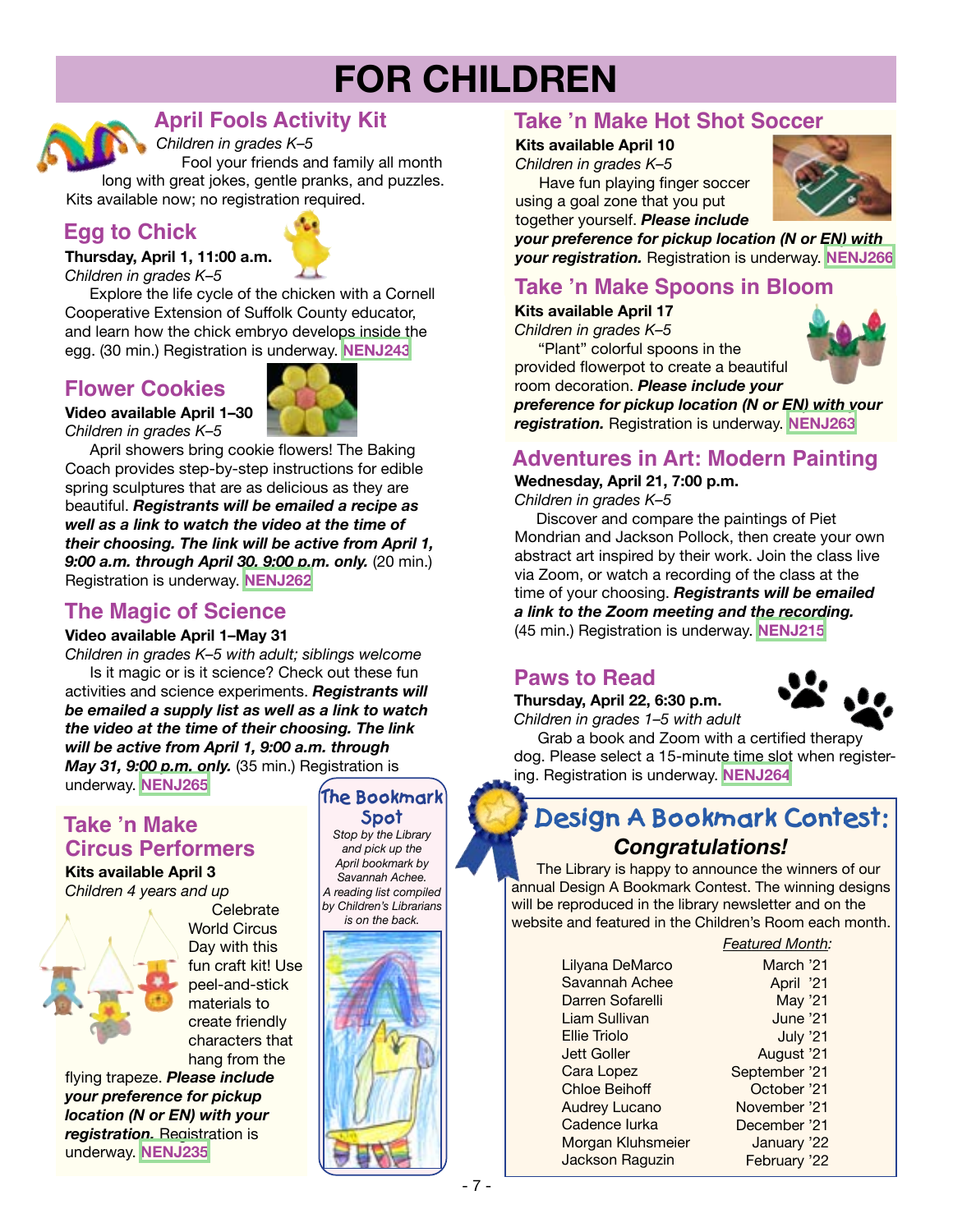# FOR CHILDREN

## April Fools Activity Kit

*Children in grades K–5*

Fool your friends and family all month long with great jokes, gentle pranks, and puzzles. Kits available now; no registration required.

## Egg to Chick

**Thursday, April 1, 11:00 a.m.**

*Children in grades K–5*

Explore the life cycle of the chicken with a Cornell Cooperative Extension of Suffolk County educator, and learn how the chick embryo develops inside the egg. (30 min.) Registration is underway. **NENJ243**

## Flower Cookies

**Video available April 1–30**

*Children in grades K–5*

April showers bring cookie flowers! The Baking Coach provides step-by-step instructions for edible spring sculptures that are as delicious as they are beautiful. ***Registrants will be emailed a recipe as well as a link to watch the video at the time of their choosing. The link will be active from April 1, 9:00 a.m. through April 30, 9:00 p.m. only.*** (20 min.) Registration is underway. **NENJ262**

## The Magic of Science

**Video available April 1–May 31**

*Children in grades K–5 with adult; siblings welcome*

Is it magic or is it science? Check out these fun activities and science experiments. ***Registrants will be emailed a supply list as well as a link to watch the video at the time of their choosing. The link will be active from April 1, 9:00 a.m. through May 31, 9:00 p.m. only.*** (35 min.) Registration is underway. **NENJ265**

## Take 'n Make Circus Performers

**Kits available April 3**

*Children 4 years and up*

Celebrate World Circus Day with this fun craft kit! Use peel-and-stick materials to create friendly characters that hang from the flying trapeze. ***Please include your preference for pickup location (N or EN) with your registration.*** Registration is underway. **NENJ235**

### The Bookmark Spot

*Stop by the Library and pick up the April bookmark by Savannah Achee. A reading list compiled by Children's Librarians is on the back.*

## Take 'n Make Hot Shot Soccer

**Kits available April 10**

*Children in grades K–5*

Have fun playing finger soccer using a goal zone that you put together yourself. ***Please include your preference for pickup location (N or EN) with your registration.*** Registration is underway. **NENJ266**

## Take 'n Make Spoons in Bloom

**Kits available April 17**

*Children in grades K–5*

"Plant" colorful spoons in the provided flowerpot to create a beautiful room decoration. ***Please include your preference for pickup location (N or EN) with your registration.*** Registration is underway. **NENJ263**

## Adventures in Art: Modern Painting

**Wednesday, April 21, 7:00 p.m.**

*Children in grades K–5*

Discover and compare the paintings of Piet Mondrian and Jackson Pollock, then create your own abstract art inspired by their work. Join the class live via Zoom, or watch a recording of the class at the time of your choosing. ***Registrants will be emailed a link to the Zoom meeting and the recording.*** (45 min.) Registration is underway. **NENJ215**

## Paws to Read

**Thursday, April 22, 6:30 p.m.**

*Children in grades 1–5 with adult*

Grab a book and Zoom with a certified therapy dog. Please select a 15-minute time slot when registering. Registration is underway. **NENJ264**

## Design A Bookmark Contest:

### *Congratulations!*

The Library is happy to announce the winners of our annual Design A Bookmark Contest. The winning designs will be reproduced in the library newsletter and on the website and featured in the Children's Room each month.

| | *Featured Month:* |
|---|---|
| Lilyana DeMarco | March '21 |
| Savannah Achee | April '21 |
| Darren Sofarelli | May '21 |
| Liam Sullivan | June '21 |
| Ellie Triolo | July '21 |
| Jett Goller | August '21 |
| Cara Lopez | September '21 |
| Chloe Beihoff | October '21 |
| Audrey Lucano | November '21 |
| Cadence Iurka | December '21 |
| Morgan Kluhsmeier | January '22 |
| Jackson Raguzin | February '22 |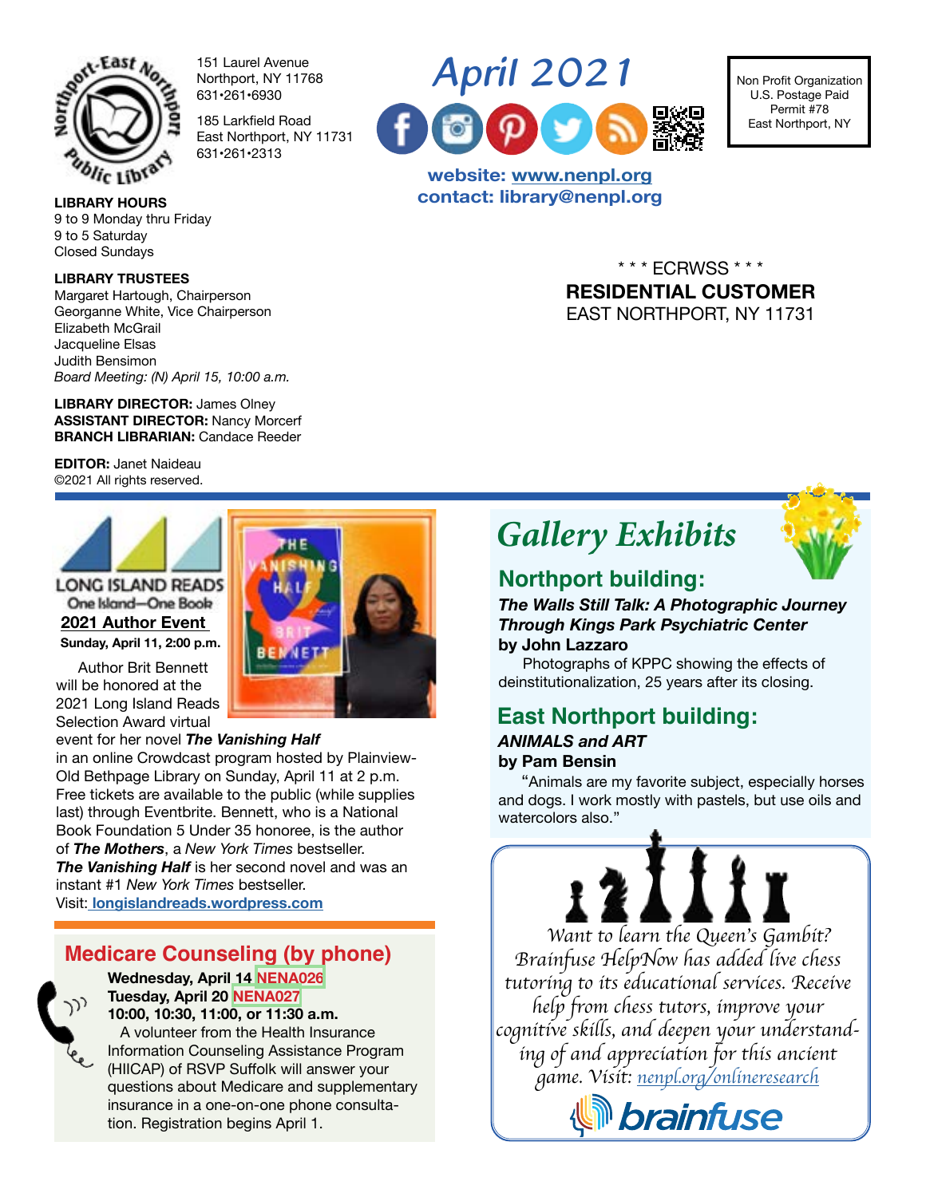151 Laurel Avenue
Northport, NY 11768
631•261•6930

185 Larkfield Road
East Northport, NY 11731
631•261•2313

# April 2021

**website: www.nenpl.org**
**contact: library@nenpl.org**

Non Profit Organization
U.S. Postage Paid
Permit #78
East Northport, NY

**LIBRARY HOURS**
9 to 9 Monday thru Friday
9 to 5 Saturday
Closed Sundays

**LIBRARY TRUSTEES**
Margaret Hartough, Chairperson
Georganne White, Vice Chairperson
Elizabeth McGrail
Jacqueline Elsas
Judith Bensimon
*Board Meeting: (N) April 15, 10:00 a.m.*

**LIBRARY DIRECTOR:** James Olney
**ASSISTANT DIRECTOR:** Nancy Morcerf
**BRANCH LIBRARIAN:** Candace Reeder

**EDITOR:** Janet Naideau
©2021 All rights reserved.

\* \* \* ECRWSS \* \* \*
**RESIDENTIAL CUSTOMER**
EAST NORTHPORT, NY 11731

## LONG ISLAND READS
One Island—One Book

**2021 Author Event**
**Sunday, April 11, 2:00 p.m.**

Author Brit Bennett will be honored at the 2021 Long Island Reads Selection Award virtual event for her novel ***The Vanishing Half*** in an online Crowdcast program hosted by Plainview-Old Bethpage Library on Sunday, April 11 at 2 p.m. Free tickets are available to the public (while supplies last) through Eventbrite. Bennett, who is a National Book Foundation 5 Under 35 honoree, is the author of ***The Mothers***, a *New York Times* bestseller. ***The Vanishing Half*** is her second novel and was an instant #1 *New York Times* bestseller.
Visit: **longislandreads.wordpress.com**

## Medicare Counseling (by phone)

**Wednesday, April 14 NENA026**
**Tuesday, April 20 NENA027**
**10:00, 10:30, 11:00, or 11:30 a.m.**

A volunteer from the Health Insurance Information Counseling Assistance Program (HIICAP) of RSVP Suffolk will answer your questions about Medicare and supplementary insurance in a one-on-one phone consultation. Registration begins April 1.

## Gallery Exhibits

### Northport building:

***The Walls Still Talk: A Photographic Journey Through Kings Park Psychiatric Center***
**by John Lazzaro**

Photographs of KPPC showing the effects of deinstitutionalization, 25 years after its closing.

### East Northport building:

***ANIMALS and ART***
**by Pam Bensin**

"Animals are my favorite subject, especially horses and dogs. I work mostly with pastels, but use oils and watercolors also."

*Want to learn the Queen's Gambit? Brainfuse HelpNow has added live chess tutoring to its educational services. Receive help from chess tutors, improve your cognitive skills, and deepen your understanding of and appreciation for this ancient game. Visit: nenpl.org/onlineresearch*

brainfuse